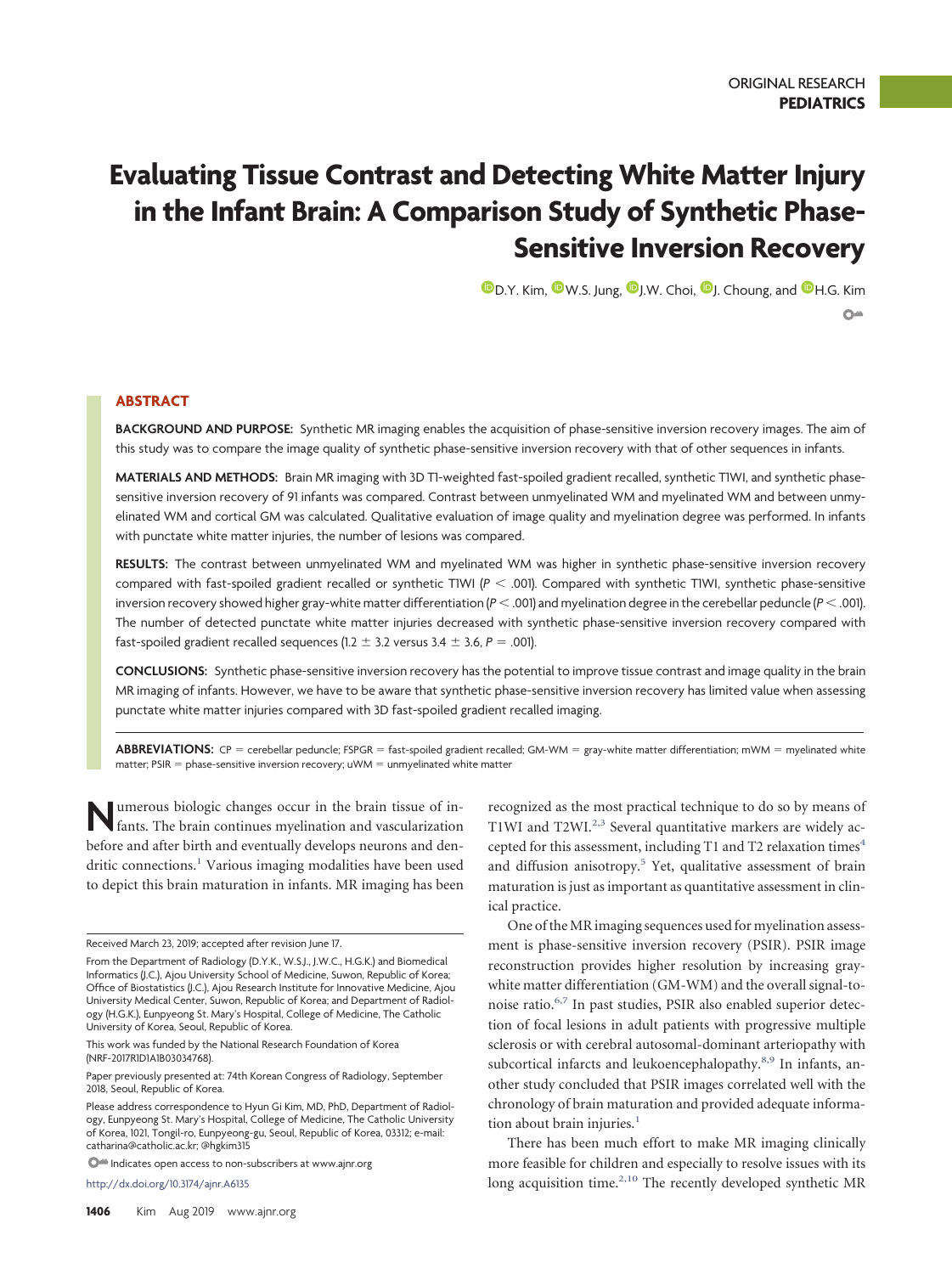ORIGINAL RESEARCH
**PEDIATRICS**

# Evaluating Tissue Contrast and Detecting White Matter Injury in the Infant Brain: A Comparison Study of Synthetic Phase-Sensitive Inversion Recovery

D.Y. Kim, W.S. Jung, J.W. Choi, J. Choung, and H.G. Kim

## ABSTRACT

**BACKGROUND AND PURPOSE:** Synthetic MR imaging enables the acquisition of phase-sensitive inversion recovery images. The aim of this study was to compare the image quality of synthetic phase-sensitive inversion recovery with that of other sequences in infants.

**MATERIALS AND METHODS:** Brain MR imaging with 3D T1-weighted fast-spoiled gradient recalled, synthetic T1WI, and synthetic phase-sensitive inversion recovery of 91 infants was compared. Contrast between unmyelinated WM and myelinated WM and between unmyelinated WM and cortical GM was calculated. Qualitative evaluation of image quality and myelination degree was performed. In infants with punctate white matter injuries, the number of lesions was compared.

**RESULTS:** The contrast between unmyelinated WM and myelinated WM was higher in synthetic phase-sensitive inversion recovery compared with fast-spoiled gradient recalled or synthetic T1WI ($P < .001$). Compared with synthetic T1WI, synthetic phase-sensitive inversion recovery showed higher gray-white matter differentiation ($P < .001$) and myelination degree in the cerebellar peduncle ($P < .001$). The number of detected punctate white matter injuries decreased with synthetic phase-sensitive inversion recovery compared with fast-spoiled gradient recalled sequences ($1.2 \pm 3.2$ versus $3.4 \pm 3.6$, $P = .001$).

**CONCLUSIONS:** Synthetic phase-sensitive inversion recovery has the potential to improve tissue contrast and image quality in the brain MR imaging of infants. However, we have to be aware that synthetic phase-sensitive inversion recovery has limited value when assessing punctate white matter injuries compared with 3D fast-spoiled gradient recalled imaging.

**ABBREVIATIONS:** CP = cerebellar peduncle; FSPGR = fast-spoiled gradient recalled; GM-WM = gray-white matter differentiation; mWM = myelinated white matter; PSIR = phase-sensitive inversion recovery; uWM = unmyelinated white matter

Numerous biologic changes occur in the brain tissue of infants. The brain continues myelination and vascularization before and after birth and eventually develops neurons and dendritic connections.[1] Various imaging modalities have been used to depict this brain maturation in infants. MR imaging has been recognized as the most practical technique to do so by means of T1WI and T2WI.[2,3] Several quantitative markers are widely accepted for this assessment, including T1 and T2 relaxation times[4] and diffusion anisotropy.[5] Yet, qualitative assessment of brain maturation is just as important as quantitative assessment in clinical practice.

One of the MR imaging sequences used for myelination assessment is phase-sensitive inversion recovery (PSIR). PSIR image reconstruction provides higher resolution by increasing gray-white matter differentiation (GM-WM) and the overall signal-to-noise ratio.[6,7] In past studies, PSIR also enabled superior detection of focal lesions in adult patients with progressive multiple sclerosis or with cerebral autosomal-dominant arteriopathy with subcortical infarcts and leukoencephalopathy.[8,9] In infants, another study concluded that PSIR images correlated well with the chronology of brain maturation and provided adequate information about brain injuries.[1]

There has been much effort to make MR imaging clinically more feasible for children and especially to resolve issues with its long acquisition time.[2,10] The recently developed synthetic MR

Received March 23, 2019; accepted after revision June 17.

From the Department of Radiology (D.Y.K., W.S.J., J.W.C., H.G.K.) and Biomedical Informatics (J.C.), Ajou University School of Medicine, Suwon, Republic of Korea; Office of Biostatistics (J.C.), Ajou Research Institute for Innovative Medicine, Ajou University Medical Center, Suwon, Republic of Korea; and Department of Radiology (H.G.K.), Eunpyeong St. Mary's Hospital, College of Medicine, The Catholic University of Korea, Seoul, Republic of Korea.

This work was funded by the National Research Foundation of Korea (NRF-2017R1D1A1B03034768).

Paper previously presented at: 74th Korean Congress of Radiology, September 2018, Seoul, Republic of Korea.

Please address correspondence to Hyun Gi Kim, MD, PhD, Department of Radiology, Eunpyeong St. Mary's Hospital, College of Medicine, The Catholic University of Korea, 1021, Tongil-ro, Eunpyeong-gu, Seoul, Republic of Korea, 03312; e-mail: catharina@catholic.ac.kr; @hgkim315

Indicates open access to non-subscribers at www.ajnr.org

http://dx.doi.org/10.3174/ajnr.A6135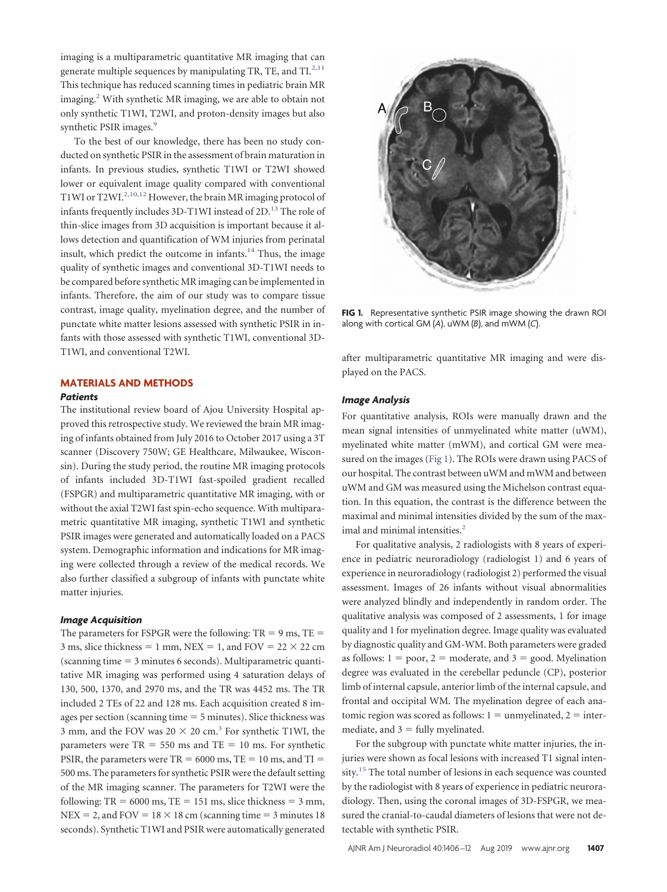imaging is a multiparametric quantitative MR imaging that can generate multiple sequences by manipulating TR, TE, and TI.[2,11] This technique has reduced scanning times in pediatric brain MR imaging.[2] With synthetic MR imaging, we are able to obtain not only synthetic T1WI, T2WI, and proton-density images but also synthetic PSIR images.[9]

To the best of our knowledge, there has been no study conducted on synthetic PSIR in the assessment of brain maturation in infants. In previous studies, synthetic T1WI or T2WI showed lower or equivalent image quality compared with conventional T1WI or T2WI.[2,10,12] However, the brain MR imaging protocol of infants frequently includes 3D-T1WI instead of 2D.[13] The role of thin-slice images from 3D acquisition is important because it allows detection and quantification of WM injuries from perinatal insult, which predict the outcome in infants.[14] Thus, the image quality of synthetic images and conventional 3D-T1WI needs to be compared before synthetic MR imaging can be implemented in infants. Therefore, the aim of our study was to compare tissue contrast, image quality, myelination degree, and the number of punctate white matter lesions assessed with synthetic PSIR in infants with those assessed with synthetic T1WI, conventional 3D-T1WI, and conventional T2WI.

## MATERIALS AND METHODS

### Patients

The institutional review board of Ajou University Hospital approved this retrospective study. We reviewed the brain MR imaging of infants obtained from July 2016 to October 2017 using a 3T scanner (Discovery 750W; GE Healthcare, Milwaukee, Wisconsin). During the study period, the routine MR imaging protocols of infants included 3D-T1WI fast-spoiled gradient recalled (FSPGR) and multiparametric quantitative MR imaging, with or without the axial T2WI fast spin-echo sequence. With multiparametric quantitative MR imaging, synthetic T1WI and synthetic PSIR images were generated and automatically loaded on a PACS system. Demographic information and indications for MR imaging were collected through a review of the medical records. We also further classified a subgroup of infants with punctate white matter injuries.

### Image Acquisition

The parameters for FSPGR were the following: TR = 9 ms, TE = 3 ms, slice thickness = 1 mm, NEX = 1, and FOV = 22 × 22 cm (scanning time = 3 minutes 6 seconds). Multiparametric quantitative MR imaging was performed using 4 saturation delays of 130, 500, 1370, and 2970 ms, and the TR was 4452 ms. The TR included 2 TEs of 22 and 128 ms. Each acquisition created 8 images per section (scanning time = 5 minutes). Slice thickness was 3 mm, and the FOV was 20 × 20 cm.[3] For synthetic T1WI, the parameters were TR = 550 ms and TE = 10 ms. For synthetic PSIR, the parameters were TR = 6000 ms, TE = 10 ms, and TI = 500 ms. The parameters for synthetic PSIR were the default setting of the MR imaging scanner. The parameters for T2WI were the following: TR = 6000 ms, TE = 151 ms, slice thickness = 3 mm, NEX = 2, and FOV = 18 × 18 cm (scanning time = 3 minutes 18 seconds). Synthetic T1WI and PSIR were automatically generated after multiparametric quantitative MR imaging and were displayed on the PACS.

**FIG 1.** Representative synthetic PSIR image showing the drawn ROI along with cortical GM (*A*), uWM (*B*), and mWM (*C*).

### Image Analysis

For quantitative analysis, ROIs were manually drawn and the mean signal intensities of unmyelinated white matter (uWM), myelinated white matter (mWM), and cortical GM were measured on the images (Fig 1). The ROIs were drawn using PACS of our hospital. The contrast between uWM and mWM and between uWM and GM was measured using the Michelson contrast equation. In this equation, the contrast is the difference between the maximal and minimal intensities divided by the sum of the maximal and minimal intensities.[2]

For qualitative analysis, 2 radiologists with 8 years of experience in pediatric neuroradiology (radiologist 1) and 6 years of experience in neuroradiology (radiologist 2) performed the visual assessment. Images of 26 infants without visual abnormalities were analyzed blindly and independently in random order. The qualitative analysis was composed of 2 assessments, 1 for image quality and 1 for myelination degree. Image quality was evaluated by diagnostic quality and GM-WM. Both parameters were graded as follows: 1 = poor, 2 = moderate, and 3 = good. Myelination degree was evaluated in the cerebellar peduncle (CP), posterior limb of internal capsule, anterior limb of the internal capsule, and frontal and occipital WM. The myelination degree of each anatomic region was scored as follows: 1 = unmyelinated, 2 = intermediate, and 3 = fully myelinated.

For the subgroup with punctate white matter injuries, the injuries were shown as focal lesions with increased T1 signal intensity.[15] The total number of lesions in each sequence was counted by the radiologist with 8 years of experience in pediatric neuroradiology. Then, using the coronal images of 3D-FSPGR, we measured the cranial-to-caudal diameters of lesions that were not detectable with synthetic PSIR.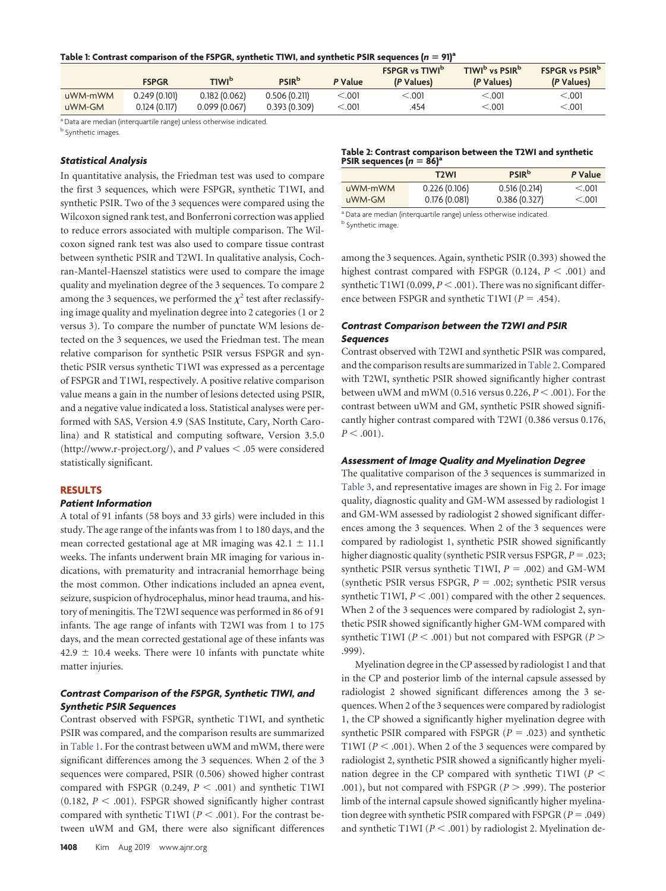**Table 1: Contrast comparison of the FSPGR, synthetic T1WI, and synthetic PSIR sequences ($n = 91$)[a]**

| | FSPGR | T1WI[b] | PSIR[b] | P Value | FSPGR vs T1WI[b] (P Values) | T1WI[b] vs PSIR[b] (P Values) | FSPGR vs PSIR[b] (P Values) |
|---|---|---|---|---|---|---|---|
| uWM-mWM | 0.249 (0.101) | 0.182 (0.062) | 0.506 (0.211) | <.001 | <.001 | <.001 | <.001 |
| uWM-GM | 0.124 (0.117) | 0.099 (0.067) | 0.393 (0.309) | <.001 | .454 | <.001 | <.001 |

[a] Data are median (interquartile range) unless otherwise indicated.
[b] Synthetic images.

### Statistical Analysis

In quantitative analysis, the Friedman test was used to compare the first 3 sequences, which were FSPGR, synthetic T1WI, and synthetic PSIR. Two of the 3 sequences were compared using the Wilcoxon signed rank test, and Bonferroni correction was applied to reduce errors associated with multiple comparison. The Wilcoxon signed rank test was also used to compare tissue contrast between synthetic PSIR and T2WI. In qualitative analysis, Cochran-Mantel-Haenszel statistics were used to compare the image quality and myelination degree of the 3 sequences. To compare 2 among the 3 sequences, we performed the $\chi^2$ test after reclassifying image quality and myelination degree into 2 categories (1 or 2 versus 3). To compare the number of punctate WM lesions detected on the 3 sequences, we used the Friedman test. The mean relative comparison for synthetic PSIR versus FSPGR and synthetic PSIR versus synthetic T1WI was expressed as a percentage of FSPGR and T1WI, respectively. A positive relative comparison value means a gain in the number of lesions detected using PSIR, and a negative value indicated a loss. Statistical analyses were performed with SAS, Version 4.9 (SAS Institute, Cary, North Carolina) and R statistical and computing software, Version 3.5.0 (http://www.r-project.org/), and $P$ values $< .05$ were considered statistically significant.

## RESULTS

### Patient Information

A total of 91 infants (58 boys and 33 girls) were included in this study. The age range of the infants was from 1 to 180 days, and the mean corrected gestational age at MR imaging was $42.1 \pm 11.1$ weeks. The infants underwent brain MR imaging for various indications, with prematurity and intracranial hemorrhage being the most common. Other indications included an apnea event, seizure, suspicion of hydrocephalus, minor head trauma, and history of meningitis. The T2WI sequence was performed in 86 of 91 infants. The age range of infants with T2WI was from 1 to 175 days, and the mean corrected gestational age of these infants was $42.9 \pm 10.4$ weeks. There were 10 infants with punctate white matter injuries.

### Contrast Comparison of the FSPGR, Synthetic T1WI, and Synthetic PSIR Sequences

Contrast observed with FSPGR, synthetic T1WI, and synthetic PSIR was compared, and the comparison results are summarized in Table 1. For the contrast between uWM and mWM, there were significant differences among the 3 sequences. When 2 of the 3 sequences were compared, PSIR (0.506) showed higher contrast compared with FSPGR (0.249, $P < .001$) and synthetic T1WI (0.182, $P < .001$). FSPGR showed significantly higher contrast compared with synthetic T1WI ($P < .001$). For the contrast between uWM and GM, there were also significant differences among the 3 sequences. Again, synthetic PSIR (0.393) showed the highest contrast compared with FSPGR (0.124, $P < .001$) and synthetic T1WI (0.099, $P < .001$). There was no significant difference between FSPGR and synthetic T1WI ($P = .454$).

**Table 2: Contrast comparison between the T2WI and synthetic PSIR sequences ($n = 86$)[a]**

| | T2WI | PSIR[b] | P Value |
|---|---|---|---|
| uWM-mWM | 0.226 (0.106) | 0.516 (0.214) | <.001 |
| uWM-GM | 0.176 (0.081) | 0.386 (0.327) | <.001 |

[a] Data are median (interquartile range) unless otherwise indicated.
[b] Synthetic image.

### Contrast Comparison between the T2WI and PSIR Sequences

Contrast observed with T2WI and synthetic PSIR was compared, and the comparison results are summarized in Table 2. Compared with T2WI, synthetic PSIR showed significantly higher contrast between uWM and mWM (0.516 versus 0.226, $P < .001$). For the contrast between uWM and GM, synthetic PSIR showed significantly higher contrast compared with T2WI (0.386 versus 0.176, $P < .001$).

### Assessment of Image Quality and Myelination Degree

The qualitative comparison of the 3 sequences is summarized in Table 3, and representative images are shown in Fig 2. For image quality, diagnostic quality and GM-WM assessed by radiologist 1 and GM-WM assessed by radiologist 2 showed significant differences among the 3 sequences. When 2 of the 3 sequences were compared by radiologist 1, synthetic PSIR showed significantly higher diagnostic quality (synthetic PSIR versus FSPGR, $P = .023$; synthetic PSIR versus synthetic T1WI, $P = .002$) and GM-WM (synthetic PSIR versus FSPGR, $P = .002$; synthetic PSIR versus synthetic T1WI, $P < .001$) compared with the other 2 sequences. When 2 of the 3 sequences were compared by radiologist 2, synthetic PSIR showed significantly higher GM-WM compared with synthetic T1WI ($P < .001$) but not compared with FSPGR ($P > .999$).

Myelination degree in the CP assessed by radiologist 1 and that in the CP and posterior limb of the internal capsule assessed by radiologist 2 showed significant differences among the 3 sequences. When 2 of the 3 sequences were compared by radiologist 1, the CP showed a significantly higher myelination degree with synthetic PSIR compared with FSPGR ($P = .023$) and synthetic T1WI ($P < .001$). When 2 of the 3 sequences were compared by radiologist 2, synthetic PSIR showed a significantly higher myelination degree in the CP compared with synthetic T1WI ($P < .001$), but not compared with FSPGR ($P > .999$). The posterior limb of the internal capsule showed significantly higher myelination degree with synthetic PSIR compared with FSPGR ($P = .049$) and synthetic T1WI ($P < .001$) by radiologist 2. Myelination de-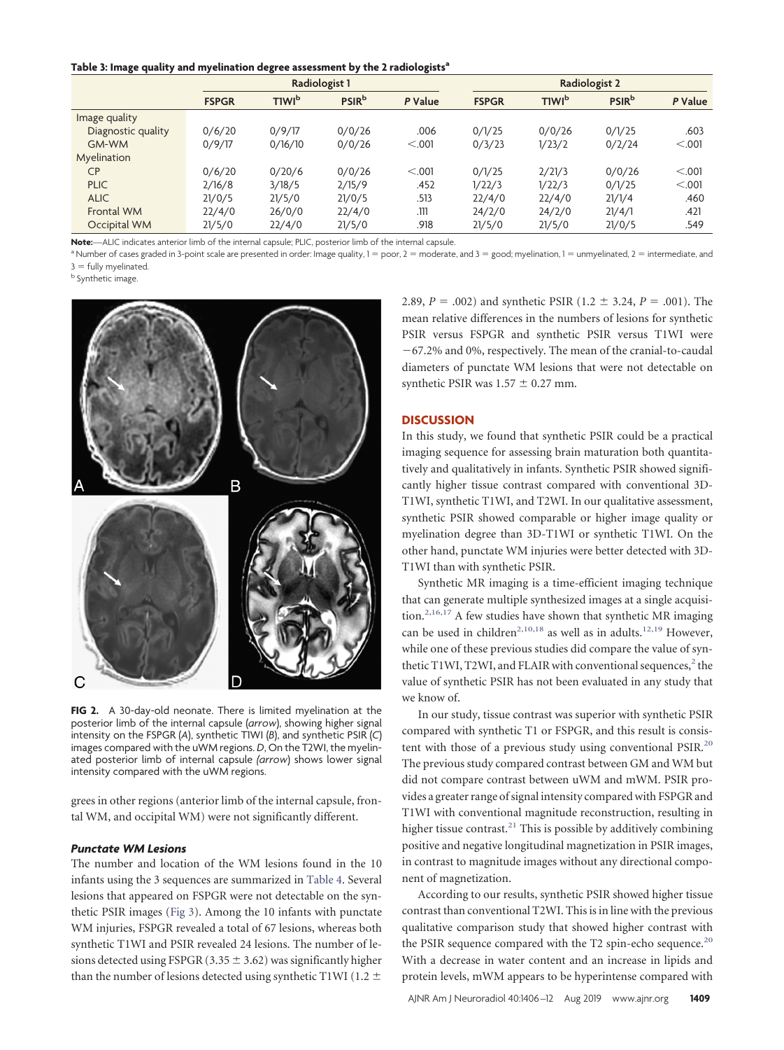**Table 3: Image quality and myelination degree assessment by the 2 radiologists[a]**

| | Radiologist 1 | | | | Radiologist 2 | | | |
|---|---|---|---|---|---|---|---|---|
| | FSPGR | T1WI[b] | PSIR[b] | P Value | FSPGR | T1WI[b] | PSIR[b] | P Value |
| Image quality | | | | | | | | |
| Diagnostic quality | 0/6/20 | 0/9/17 | 0/0/26 | .006 | 0/1/25 | 0/0/26 | 0/1/25 | .603 |
| GM-WM | 0/9/17 | 0/16/10 | 0/0/26 | <.001 | 0/3/23 | 1/23/2 | 0/2/24 | <.001 |
| Myelination | | | | | | | | |
| CP | 0/6/20 | 0/20/6 | 0/0/26 | <.001 | 0/1/25 | 2/21/3 | 0/0/26 | <.001 |
| PLIC | 2/16/8 | 3/18/5 | 2/15/9 | .452 | 1/22/3 | 1/22/3 | 0/1/25 | <.001 |
| ALIC | 21/0/5 | 21/5/0 | 21/0/5 | .513 | 22/4/0 | 22/4/0 | 21/1/4 | .460 |
| Frontal WM | 22/4/0 | 26/0/0 | 22/4/0 | .111 | 24/2/0 | 24/2/0 | 21/4/1 | .421 |
| Occipital WM | 21/5/0 | 22/4/0 | 21/5/0 | .918 | 21/5/0 | 21/5/0 | 21/0/5 | .549 |

**Note:**—ALIC indicates anterior limb of the internal capsule; PLIC, posterior limb of the internal capsule.

[a] Number of cases graded in 3-point scale are presented in order: Image quality, 1 = poor, 2 = moderate, and 3 = good; myelination, 1 = unmyelinated, 2 = intermediate, and 3 = fully myelinated.

[b] Synthetic image.

**FIG 2.** A 30-day-old neonate. There is limited myelination at the posterior limb of the internal capsule (*arrow*), showing higher signal intensity on the FSPGR (*A*), synthetic T1WI (*B*), and synthetic PSIR (*C*) images compared with the uWM regions. *D*, On the T2WI, the myelinated posterior limb of internal capsule *(arrow)* shows lower signal intensity compared with the uWM regions.

grees in other regions (anterior limb of the internal capsule, frontal WM, and occipital WM) were not significantly different.

### *Punctate WM Lesions*

The number and location of the WM lesions found in the 10 infants using the 3 sequences are summarized in Table 4. Several lesions that appeared on FSPGR were not detectable on the synthetic PSIR images (Fig 3). Among the 10 infants with punctate WM injuries, FSPGR revealed a total of 67 lesions, whereas both synthetic T1WI and PSIR revealed 24 lesions. The number of lesions detected using FSPGR ($3.35 \pm 3.62$) was significantly higher than the number of lesions detected using synthetic T1WI ($1.2 \pm 2.89$, $P = .002$) and synthetic PSIR ($1.2 \pm 3.24$, $P = .001$). The mean relative differences in the numbers of lesions for synthetic PSIR versus FSPGR and synthetic PSIR versus T1WI were −67.2% and 0%, respectively. The mean of the cranial-to-caudal diameters of punctate WM lesions that were not detectable on synthetic PSIR was $1.57 \pm 0.27$ mm.

## DISCUSSION

In this study, we found that synthetic PSIR could be a practical imaging sequence for assessing brain maturation both quantitatively and qualitatively in infants. Synthetic PSIR showed significantly higher tissue contrast compared with conventional 3D-T1WI, synthetic T1WI, and T2WI. In our qualitative assessment, synthetic PSIR showed comparable or higher image quality or myelination degree than 3D-T1WI or synthetic T1WI. On the other hand, punctate WM injuries were better detected with 3D-T1WI than with synthetic PSIR.

Synthetic MR imaging is a time-efficient imaging technique that can generate multiple synthesized images at a single acquisition.[2,16,17] A few studies have shown that synthetic MR imaging can be used in children[2,10,18] as well as in adults.[12,19] However, while one of these previous studies did compare the value of synthetic T1WI, T2WI, and FLAIR with conventional sequences,[2] the value of synthetic PSIR has not been evaluated in any study that we know of.

In our study, tissue contrast was superior with synthetic PSIR compared with synthetic T1 or FSPGR, and this result is consistent with those of a previous study using conventional PSIR.[20] The previous study compared contrast between GM and WM but did not compare contrast between uWM and mWM. PSIR provides a greater range of signal intensity compared with FSPGR and T1WI with conventional magnitude reconstruction, resulting in higher tissue contrast.[21] This is possible by additively combining positive and negative longitudinal magnetization in PSIR images, in contrast to magnitude images without any directional component of magnetization.

According to our results, synthetic PSIR showed higher tissue contrast than conventional T2WI. This is in line with the previous qualitative comparison study that showed higher contrast with the PSIR sequence compared with the T2 spin-echo sequence.[20] With a decrease in water content and an increase in lipids and protein levels, mWM appears to be hyperintense compared with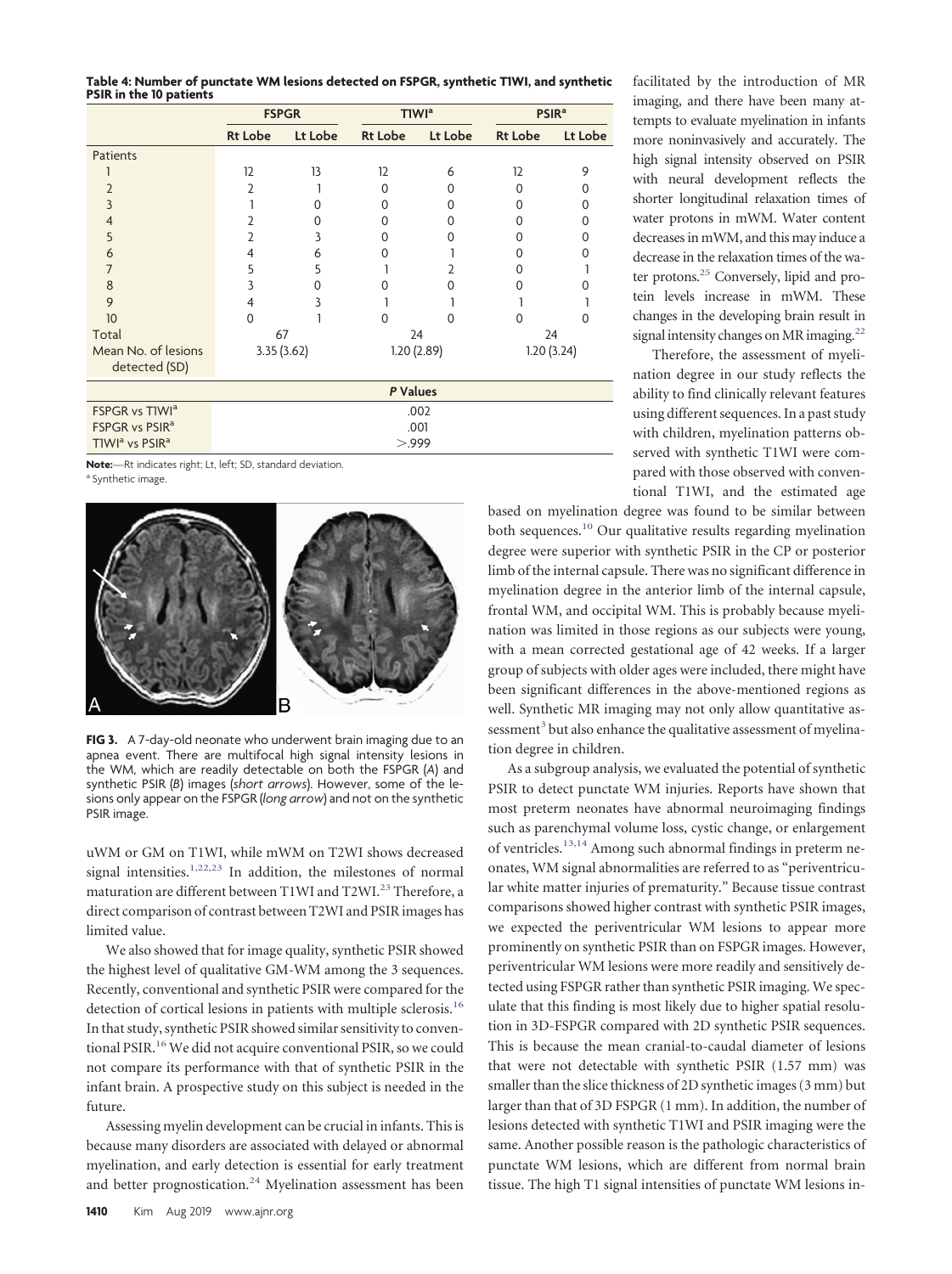**Table 4: Number of punctate WM lesions detected on FSPGR, synthetic T1WI, and synthetic PSIR in the 10 patients**

| | FSPGR | | T1WI[a] | | PSIR[a] | |
|---|---|---|---|---|---|---|
| | Rt Lobe | Lt Lobe | Rt Lobe | Lt Lobe | Rt Lobe | Lt Lobe |
| Patients | | | | | | |
| 1 | 12 | 13 | 12 | 6 | 12 | 9 |
| 2 | 2 | 1 | 0 | 0 | 0 | 0 |
| 3 | 1 | 0 | 0 | 0 | 0 | 0 |
| 4 | 2 | 0 | 0 | 0 | 0 | 0 |
| 5 | 2 | 3 | 0 | 0 | 0 | 0 |
| 6 | 4 | 6 | 0 | 1 | 0 | 0 |
| 7 | 5 | 5 | 1 | 2 | 0 | 1 |
| 8 | 3 | 0 | 0 | 0 | 0 | 0 |
| 9 | 4 | 3 | 1 | 1 | 1 | 1 |
| 10 | 0 | 1 | 0 | 0 | 0 | 0 |
| Total | 67 | | 24 | | 24 | |
| Mean No. of lesions detected (SD) | 3.35 (3.62) | | 1.20 (2.89) | | 1.20 (3.24) | |
| | P Values | | | | | |
| FSPGR vs T1WI[a] | .002 | | | | | |
| FSPGR vs PSIR[a] | .001 | | | | | |
| T1WI[a] vs PSIR[a] | >.999 | | | | | |

**Note:**—Rt indicates right; Lt, left; SD, standard deviation.
[a] Synthetic image.

**FIG 3.** A 7-day-old neonate who underwent brain imaging due to an apnea event. There are multifocal high signal intensity lesions in the WM, which are readily detectable on both the FSPGR (*A*) and synthetic PSIR (*B*) images (*short arrows*). However, some of the lesions only appear on the FSPGR (*long arrow*) and not on the synthetic PSIR image.

uWM or GM on T1WI, while mWM on T2WI shows decreased signal intensities.[1,22,23] In addition, the milestones of normal maturation are different between T1WI and T2WI.[23] Therefore, a direct comparison of contrast between T2WI and PSIR images has limited value.

We also showed that for image quality, synthetic PSIR showed the highest level of qualitative GM-WM among the 3 sequences. Recently, conventional and synthetic PSIR were compared for the detection of cortical lesions in patients with multiple sclerosis.[16] In that study, synthetic PSIR showed similar sensitivity to conventional PSIR.[16] We did not acquire conventional PSIR, so we could not compare its performance with that of synthetic PSIR in the infant brain. A prospective study on this subject is needed in the future.

Assessing myelin development can be crucial in infants. This is because many disorders are associated with delayed or abnormal myelination, and early detection is essential for early treatment and better prognostication.[24] Myelination assessment has been facilitated by the introduction of MR imaging, and there have been many attempts to evaluate myelination in infants more noninvasively and accurately. The high signal intensity observed on PSIR with neural development reflects the shorter longitudinal relaxation times of water protons in mWM. Water content decreases in mWM, and this may induce a decrease in the relaxation times of the water protons.[25] Conversely, lipid and protein levels increase in mWM. These changes in the developing brain result in signal intensity changes on MR imaging.[22]

Therefore, the assessment of myelination degree in our study reflects the ability to find clinically relevant features using different sequences. In a past study with children, myelination patterns observed with synthetic T1WI were compared with those observed with conventional T1WI, and the estimated age based on myelination degree was found to be similar between both sequences.[10] Our qualitative results regarding myelination degree were superior with synthetic PSIR in the CP or posterior limb of the internal capsule. There was no significant difference in myelination degree in the anterior limb of the internal capsule, frontal WM, and occipital WM. This is probably because myelination was limited in those regions as our subjects were young, with a mean corrected gestational age of 42 weeks. If a larger group of subjects with older ages were included, there might have been significant differences in the above-mentioned regions as well. Synthetic MR imaging may not only allow quantitative assessment[3] but also enhance the qualitative assessment of myelination degree in children.

As a subgroup analysis, we evaluated the potential of synthetic PSIR to detect punctate WM injuries. Reports have shown that most preterm neonates have abnormal neuroimaging findings such as parenchymal volume loss, cystic change, or enlargement of ventricles.[13,14] Among such abnormal findings in preterm neonates, WM signal abnormalities are referred to as "periventricular white matter injuries of prematurity." Because tissue contrast comparisons showed higher contrast with synthetic PSIR images, we expected the periventricular WM lesions to appear more prominently on synthetic PSIR than on FSPGR images. However, periventricular WM lesions were more readily and sensitively detected using FSPGR rather than synthetic PSIR imaging. We speculate that this finding is most likely due to higher spatial resolution in 3D-FSPGR compared with 2D synthetic PSIR sequences. This is because the mean cranial-to-caudal diameter of lesions that were not detectable with synthetic PSIR (1.57 mm) was smaller than the slice thickness of 2D synthetic images (3 mm) but larger than that of 3D FSPGR (1 mm). In addition, the number of lesions detected with synthetic T1WI and PSIR imaging were the same. Another possible reason is the pathologic characteristics of punctate WM lesions, which are different from normal brain tissue. The high T1 signal intensities of punctate WM lesions in-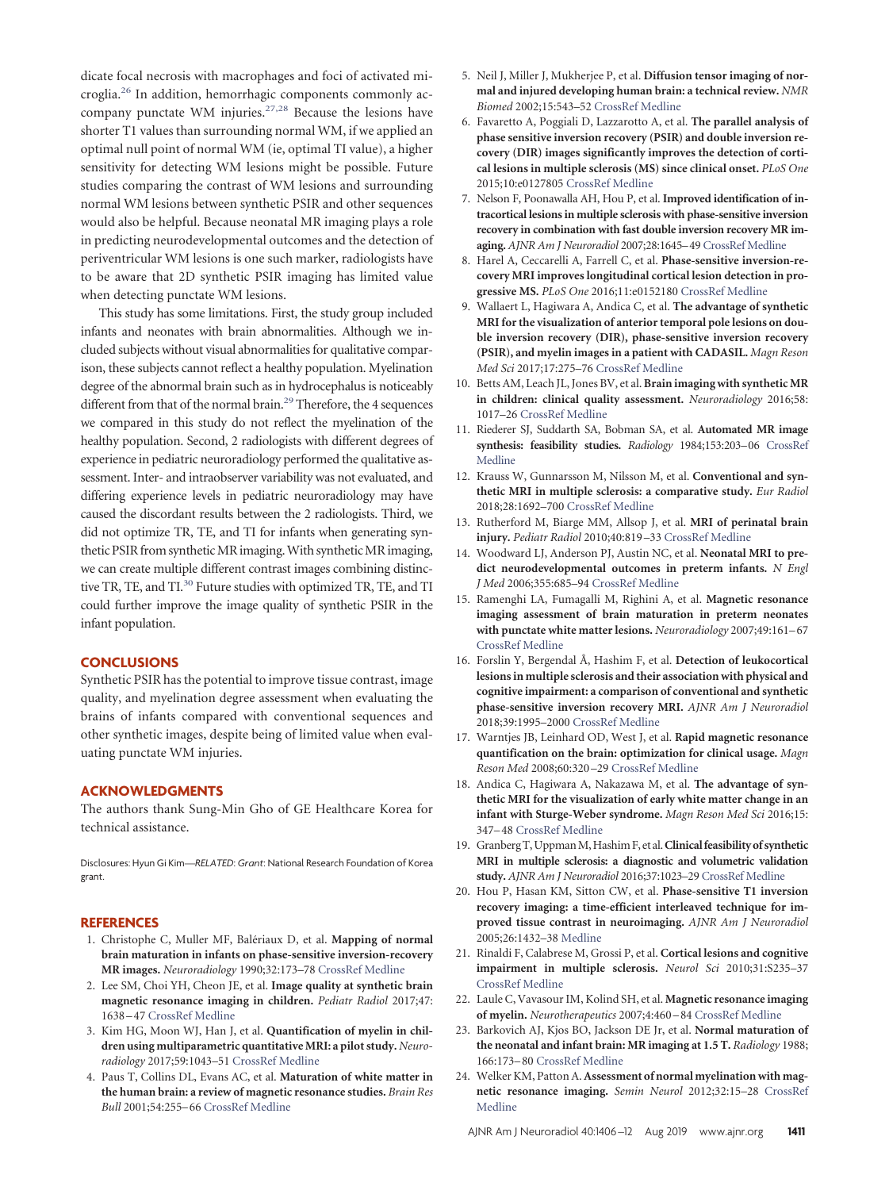dicate focal necrosis with macrophages and foci of activated microglia.[26] In addition, hemorrhagic components commonly accompany punctate WM injuries.[27,28] Because the lesions have shorter T1 values than surrounding normal WM, if we applied an optimal null point of normal WM (ie, optimal TI value), a higher sensitivity for detecting WM lesions might be possible. Future studies comparing the contrast of WM lesions and surrounding normal WM lesions between synthetic PSIR and other sequences would also be helpful. Because neonatal MR imaging plays a role in predicting neurodevelopmental outcomes and the detection of periventricular WM lesions is one such marker, radiologists have to be aware that 2D synthetic PSIR imaging has limited value when detecting punctate WM lesions.

This study has some limitations. First, the study group included infants and neonates with brain abnormalities. Although we included subjects without visual abnormalities for qualitative comparison, these subjects cannot reflect a healthy population. Myelination degree of the abnormal brain such as in hydrocephalus is noticeably different from that of the normal brain.[29] Therefore, the 4 sequences we compared in this study do not reflect the myelination of the healthy population. Second, 2 radiologists with different degrees of experience in pediatric neuroradiology performed the qualitative assessment. Inter- and intraobserver variability was not evaluated, and differing experience levels in pediatric neuroradiology may have caused the discordant results between the 2 radiologists. Third, we did not optimize TR, TE, and TI for infants when generating synthetic PSIR from synthetic MR imaging. With synthetic MR imaging, we can create multiple different contrast images combining distinctive TR, TE, and TI.[30] Future studies with optimized TR, TE, and TI could further improve the image quality of synthetic PSIR in the infant population.

## CONCLUSIONS

Synthetic PSIR has the potential to improve tissue contrast, image quality, and myelination degree assessment when evaluating the brains of infants compared with conventional sequences and other synthetic images, despite being of limited value when evaluating punctate WM injuries.

## ACKNOWLEDGMENTS

The authors thank Sung-Min Gho of GE Healthcare Korea for technical assistance.

Disclosures: Hyun Gi Kim—*RELATED*: *Grant*: National Research Foundation of Korea grant.

## REFERENCES

1. Christophe C, Muller MF, Balériaux D, et al. **Mapping of normal brain maturation in infants on phase-sensitive inversion-recovery MR images.** *Neuroradiology* 1990;32:173–78 CrossRef Medline
2. Lee SM, Choi YH, Cheon JE, et al. **Image quality at synthetic brain magnetic resonance imaging in children.** *Pediatr Radiol* 2017;47:1638–47 CrossRef Medline
3. Kim HG, Moon WJ, Han J, et al. **Quantification of myelin in children using multiparametric quantitative MRI: a pilot study.** *Neuroradiology* 2017;59:1043–51 CrossRef Medline
4. Paus T, Collins DL, Evans AC, et al. **Maturation of white matter in the human brain: a review of magnetic resonance studies.** *Brain Res Bull* 2001;54:255–66 CrossRef Medline
5. Neil J, Miller J, Mukherjee P, et al. **Diffusion tensor imaging of normal and injured developing human brain: a technical review.** *NMR Biomed* 2002;15:543–52 CrossRef Medline
6. Favaretto A, Poggiali D, Lazzarotto A, et al. **The parallel analysis of phase sensitive inversion recovery (PSIR) and double inversion recovery (DIR) images significantly improves the detection of cortical lesions in multiple sclerosis (MS) since clinical onset.** *PLoS One* 2015;10:e0127805 CrossRef Medline
7. Nelson F, Poonawalla AH, Hou P, et al. **Improved identification of intracortical lesions in multiple sclerosis with phase-sensitive inversion recovery in combination with fast double inversion recovery MR imaging.** *AJNR Am J Neuroradiol* 2007;28:1645–49 CrossRef Medline
8. Harel A, Ceccarelli A, Farrell C, et al. **Phase-sensitive inversion-recovery MRI improves longitudinal cortical lesion detection in progressive MS.** *PLoS One* 2016;11:e0152180 CrossRef Medline
9. Wallaert L, Hagiwara A, Andica C, et al. **The advantage of synthetic MRI for the visualization of anterior temporal pole lesions on double inversion recovery (DIR), phase-sensitive inversion recovery (PSIR), and myelin images in a patient with CADASIL.** *Magn Reson Med Sci* 2017;17:275–76 CrossRef Medline
10. Betts AM, Leach JL, Jones BV, et al. **Brain imaging with synthetic MR in children: clinical quality assessment.** *Neuroradiology* 2016;58:1017–26 CrossRef Medline
11. Riederer SJ, Suddarth SA, Bobman SA, et al. **Automated MR image synthesis: feasibility studies.** *Radiology* 1984;153:203–06 CrossRef Medline
12. Krauss W, Gunnarsson M, Nilsson M, et al. **Conventional and synthetic MRI in multiple sclerosis: a comparative study.** *Eur Radiol* 2018;28:1692–700 CrossRef Medline
13. Rutherford M, Biarge MM, Allsop J, et al. **MRI of perinatal brain injury.** *Pediatr Radiol* 2010;40:819–33 CrossRef Medline
14. Woodward LJ, Anderson PJ, Austin NC, et al. **Neonatal MRI to predict neurodevelopmental outcomes in preterm infants.** *N Engl J Med* 2006;355:685–94 CrossRef Medline
15. Ramenghi LA, Fumagalli M, Righini A, et al. **Magnetic resonance imaging assessment of brain maturation in preterm neonates with punctate white matter lesions.** *Neuroradiology* 2007;49:161–67 CrossRef Medline
16. Forslin Y, Bergendal Å, Hashim F, et al. **Detection of leukocortical lesions in multiple sclerosis and their association with physical and cognitive impairment: a comparison of conventional and synthetic phase-sensitive inversion recovery MRI.** *AJNR Am J Neuroradiol* 2018;39:1995–2000 CrossRef Medline
17. Warntjes JB, Leinhard OD, West J, et al. **Rapid magnetic resonance quantification on the brain: optimization for clinical usage.** *Magn Reson Med* 2008;60:320–29 CrossRef Medline
18. Andica C, Hagiwara A, Nakazawa M, et al. **The advantage of synthetic MRI for the visualization of early white matter change in an infant with Sturge-Weber syndrome.** *Magn Reson Med Sci* 2016;15:347–48 CrossRef Medline
19. Granberg T, Uppman M, Hashim F, et al. **Clinical feasibility of synthetic MRI in multiple sclerosis: a diagnostic and volumetric validation study.** *AJNR Am J Neuroradiol* 2016;37:1023–29 CrossRef Medline
20. Hou P, Hasan KM, Sitton CW, et al. **Phase-sensitive T1 inversion recovery imaging: a time-efficient interleaved technique for improved tissue contrast in neuroimaging.** *AJNR Am J Neuroradiol* 2005;26:1432–38 Medline
21. Rinaldi F, Calabrese M, Grossi P, et al. **Cortical lesions and cognitive impairment in multiple sclerosis.** *Neurol Sci* 2010;31:S235–37 CrossRef Medline
22. Laule C, Vavasour IM, Kolind SH, et al. **Magnetic resonance imaging of myelin.** *Neurotherapeutics* 2007;4:460–84 CrossRef Medline
23. Barkovich AJ, Kjos BO, Jackson DE Jr, et al. **Normal maturation of the neonatal and infant brain: MR imaging at 1.5 T.** *Radiology* 1988;166:173–80 CrossRef Medline
24. Welker KM, Patton A. **Assessment of normal myelination with magnetic resonance imaging.** *Semin Neurol* 2012;32:15–28 CrossRef Medline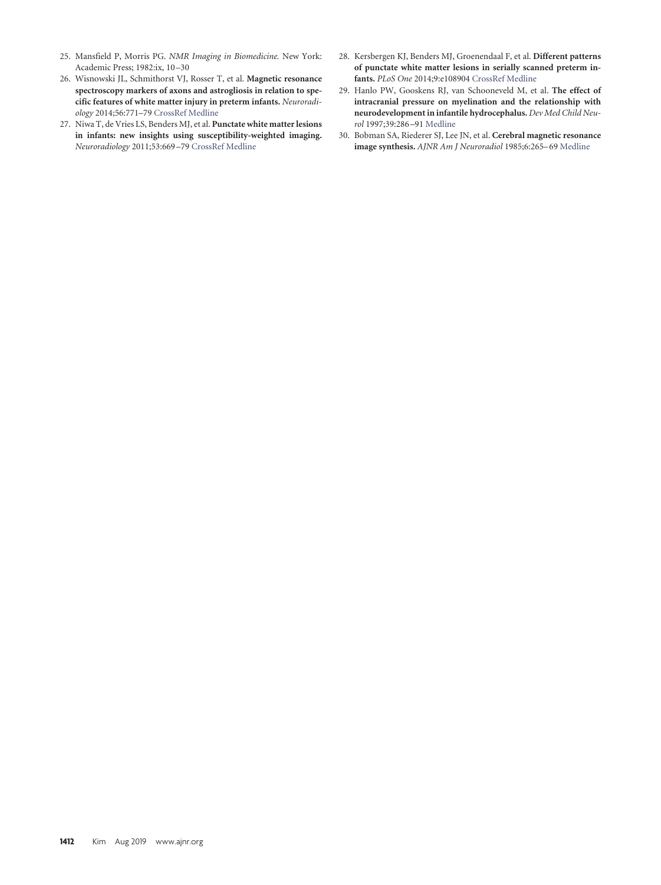25. Mansfield P, Morris PG. *NMR Imaging in Biomedicine.* New York: Academic Press; 1982:ix, 10–30
26. Wisnowski JL, Schmithorst VJ, Rosser T, et al. **Magnetic resonance spectroscopy markers of axons and astrogliosis in relation to specific features of white matter injury in preterm infants.** *Neuroradiology* 2014;56:771–79 CrossRef Medline
27. Niwa T, de Vries LS, Benders MJ, et al. **Punctate white matter lesions in infants: new insights using susceptibility-weighted imaging.** *Neuroradiology* 2011;53:669–79 CrossRef Medline
28. Kersbergen KJ, Benders MJ, Groenendaal F, et al. **Different patterns of punctate white matter lesions in serially scanned preterm infants.** *PLoS One* 2014;9:e108904 CrossRef Medline
29. Hanlo PW, Gooskens RJ, van Schooneveld M, et al. **The effect of intracranial pressure on myelination and the relationship with neurodevelopment in infantile hydrocephalus.** *Dev Med Child Neurol* 1997;39:286–91 Medline
30. Bobman SA, Riederer SJ, Lee JN, et al. **Cerebral magnetic resonance image synthesis.** *AJNR Am J Neuroradiol* 1985;6:265–69 Medline